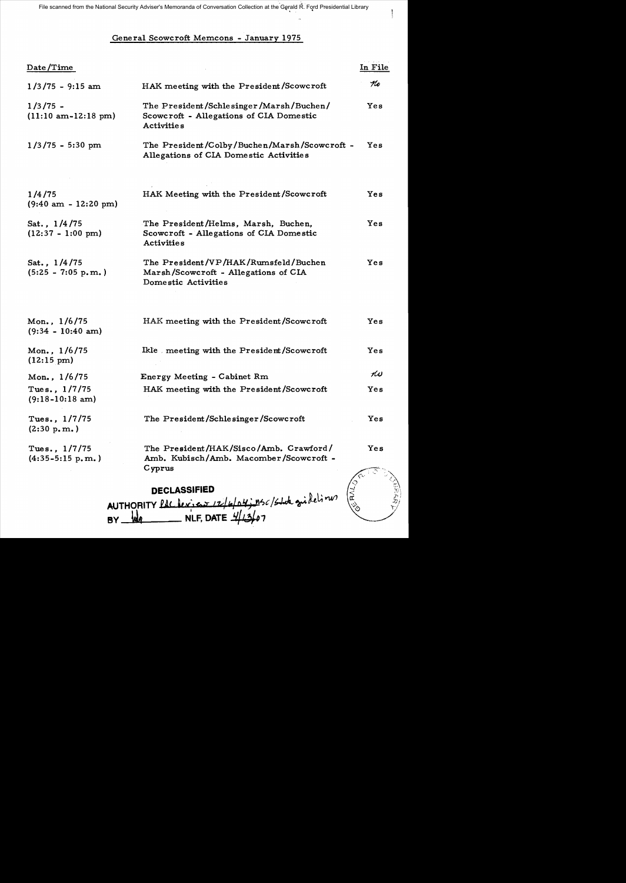File scanned from the National Security Adviser's Memoranda of Conversation Collection at the Gerald R. Ford Presidential Library

## General Scowcroft Memcons - January 1975

| Date/Time | | In File |
|---|---|---|
| 1/3/75 - 9:15 am | HAK meeting with the President/Scowcroft | No |
| 1/3/75 - (11:10 am-12:18 pm) | The President/Schlesinger/Marsh/Buchen/ Scowcroft - Allegations of CIA Domestic Activities | Yes |
| 1/3/75 - 5:30 pm | The President/Colby/Buchen/Marsh/Scowcroft - Allegations of CIA Domestic Activities | Yes |
| 1/4/75 (9:40 am - 12:20 pm) | HAK Meeting with the President/Scowcroft | Yes |
| Sat., 1/4/75 (12:37 - 1:00 pm) | The President/Helms, Marsh, Buchen, Scowcroft - Allegations of CIA Domestic Activities | Yes |
| Sat., 1/4/75 (5:25 - 7:05 p.m.) | The President/VP/HAK/Rumsfeld/Buchen Marsh/Scowcroft - Allegations of CIA Domestic Activities | Yes |
| Mon., 1/6/75 (9:34 - 10:40 am) | HAK meeting with the President/Scowcroft | Yes |
| Mon., 1/6/75 (12:15 pm) | Ikle meeting with the President/Scowcroft | Yes |
| Mon., 1/6/75 | Energy Meeting - Cabinet Rm | No |
| Tues., 1/7/75 (9:18-10:18 am) | HAK meeting with the President/Scowcroft | Yes |
| Tues., 1/7/75 (2:30 p.m.) | The President/Schlesinger/Scowcroft | Yes |
| Tues., 1/7/75 (4:35-5:15 p.m.) | The President/HAK/Sisco/Amb. Crawford/ Amb. Kubisch/Amb. Macomber/Scowcroft - Cyprus | Yes |

**DECLASSIFIED**
AUTHORITY Ltr review 12/6/04; NSC/State guidelines
BY ___ NLF, DATE 4/13/07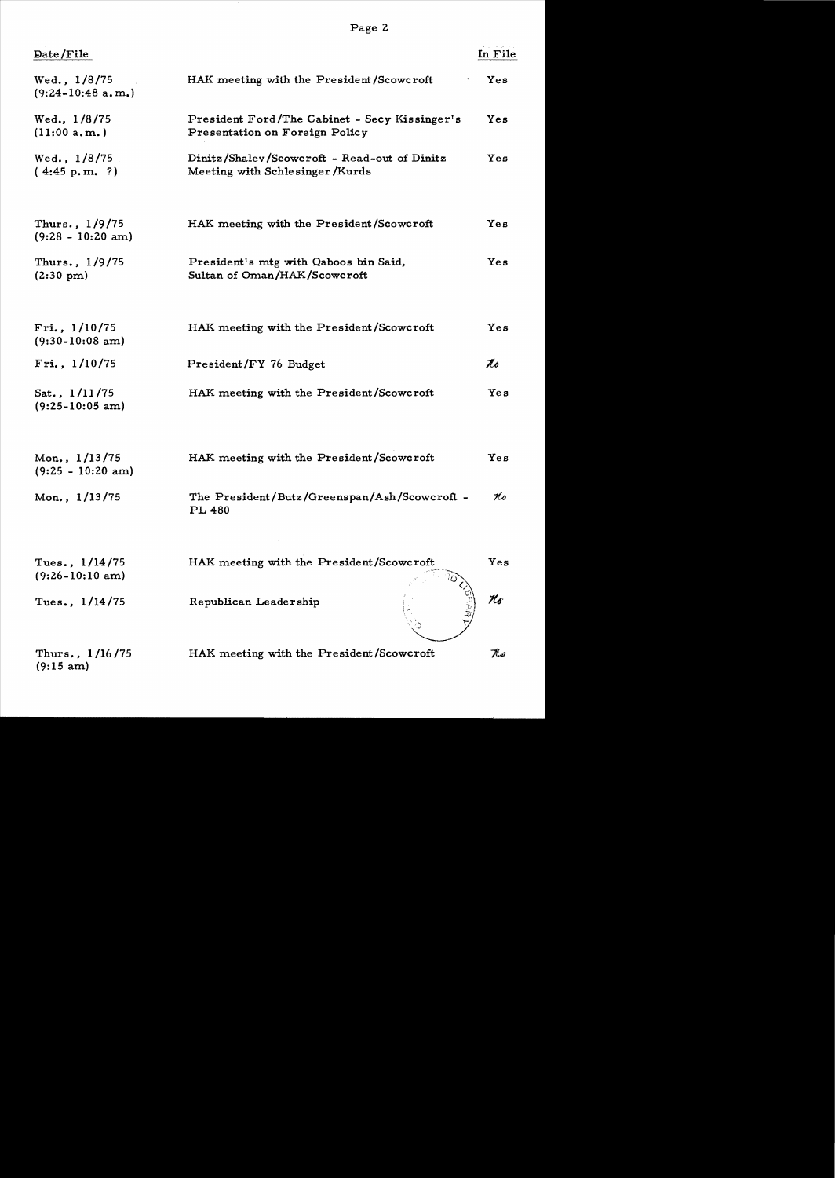| Date/File | | In File |
|---|---|---|
| Wed., 1/8/75 (9:24-10:48 a.m.) | HAK meeting with the President/Scowcroft | Yes |
| Wed., 1/8/75 (11:00 a.m.) | President Ford/The Cabinet - Secy Kissinger's Presentation on Foreign Policy | Yes |
| Wed., 1/8/75 ( 4:45 p.m. ?) | Dinitz/Shalev/Scowcroft - Read-out of Dinitz Meeting with Schlesinger/Kurds | Yes |
| Thurs., 1/9/75 (9:28 - 10:20 am) | HAK meeting with the President/Scowcroft | Yes |
| Thurs., 1/9/75 (2:30 pm) | President's mtg with Qaboos bin Said, Sultan of Oman/HAK/Scowcroft | Yes |
| Fri., 1/10/75 (9:30-10:08 am) | HAK meeting with the President/Scowcroft | Yes |
| Fri., 1/10/75 | President/FY 76 Budget | No |
| Sat., 1/11/75 (9:25-10:05 am) | HAK meeting with the President/Scowcroft | Yes |
| Mon., 1/13/75 (9:25 - 10:20 am) | HAK meeting with the President/Scowcroft | Yes |
| Mon., 1/13/75 | The President/Butz/Greenspan/Ash/Scowcroft - PL 480 | No |
| Tues., 1/14/75 (9:26-10:10 am) | HAK meeting with the President/Scowcroft | Yes |
| Tues., 1/14/75 | Republican Leadership | No |
| Thurs., 1/16/75 (9:15 am) | HAK meeting with the President/Scowcroft | No |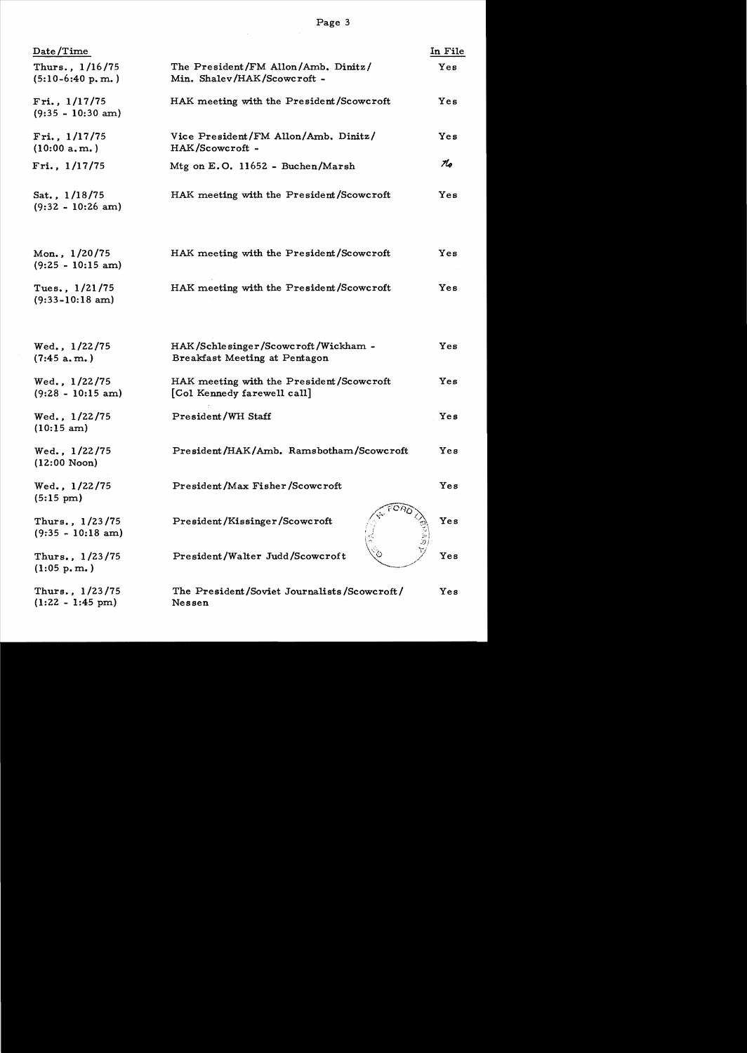| Date/Time | | In File |
|---|---|---|
| Thurs., 1/16/75 (5:10-6:40 p.m.) | The President/FM Allon/Amb. Dinitz/ Min. Shalev/HAK/Scowcroft - | Yes |
| Fri., 1/17/75 (9:35 - 10:30 am) | HAK meeting with the President/Scowcroft | Yes |
| Fri., 1/17/75 (10:00 a.m.) | Vice President/FM Allon/Amb. Dinitz/ HAK/Scowcroft - | Yes |
| Fri., 1/17/75 | Mtg on E.O. 11652 - Buchen/Marsh | No |
| Sat., 1/18/75 (9:32 - 10:26 am) | HAK meeting with the President/Scowcroft | Yes |
| Mon., 1/20/75 (9:25 - 10:15 am) | HAK meeting with the President/Scowcroft | Yes |
| Tues., 1/21/75 (9:33-10:18 am) | HAK meeting with the President/Scowcroft | Yes |
| Wed., 1/22/75 (7:45 a.m.) | HAK/Schlesinger/Scowcroft/Wickham - Breakfast Meeting at Pentagon | Yes |
| Wed., 1/22/75 (9:28 - 10:15 am) | HAK meeting with the President/Scowcroft [Col Kennedy farewell call] | Yes |
| Wed., 1/22/75 (10:15 am) | President/WH Staff | Yes |
| Wed., 1/22/75 (12:00 Noon) | President/HAK/Amb. Ramsbotham/Scowcroft | Yes |
| Wed., 1/22/75 (5:15 pm) | President/Max Fisher/Scowcroft | Yes |
| Thurs., 1/23/75 (9:35 - 10:18 am) | President/Kissinger/Scowcroft | Yes |
| Thurs., 1/23/75 (1:05 p.m.) | President/Walter Judd/Scowcroft | Yes |
| Thurs., 1/23/75 (1:22 - 1:45 pm) | The President/Soviet Journalists/Scowcroft/ Nessen | Yes |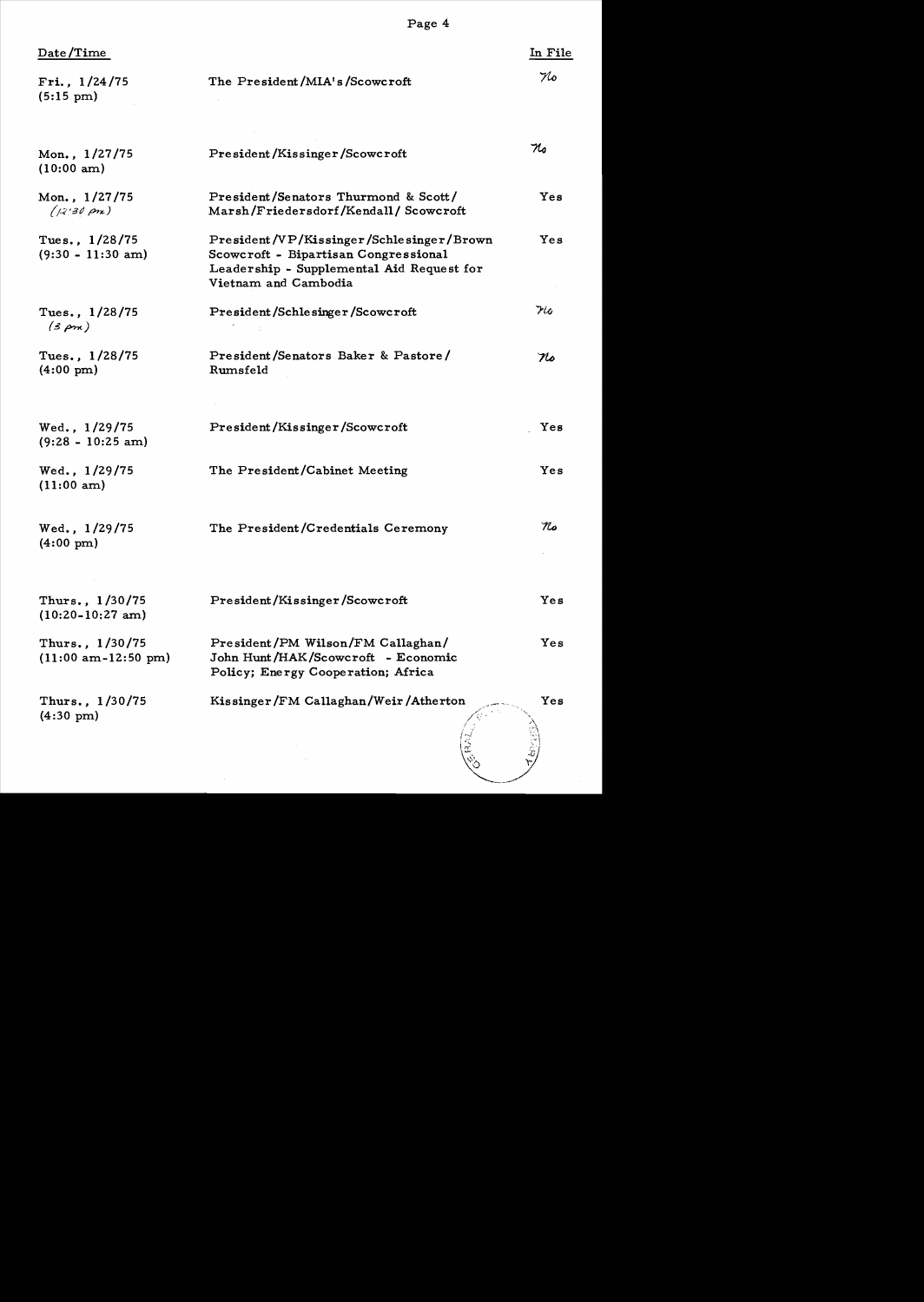| Date/Time | | In File |
|---|---|---|
| Fri., 1/24/75 (5:15 pm) | The President/MIA's/Scowcroft | No |
| Mon., 1/27/75 (10:00 am) | President/Kissinger/Scowcroft | No |
| Mon., 1/27/75 (12:30 pm) | President/Senators Thurmond & Scott/ Marsh/Friedersdorf/Kendall/ Scowcroft | Yes |
| Tues., 1/28/75 (9:30 - 11:30 am) | President/VP/Kissinger/Schlesinger/Brown Scowcroft - Bipartisan Congressional Leadership - Supplemental Aid Request for Vietnam and Cambodia | Yes |
| Tues., 1/28/75 (3 pm) | President/Schlesinger/Scowcroft | No |
| Tues., 1/28/75 (4:00 pm) | President/Senators Baker & Pastore/ Rumsfeld | No |
| Wed., 1/29/75 (9:28 - 10:25 am) | President/Kissinger/Scowcroft | Yes |
| Wed., 1/29/75 (11:00 am) | The President/Cabinet Meeting | Yes |
| Wed., 1/29/75 (4:00 pm) | The President/Credentials Ceremony | No |
| Thurs., 1/30/75 (10:20-10:27 am) | President/Kissinger/Scowcroft | Yes |
| Thurs., 1/30/75 (11:00 am-12:50 pm) | President/PM Wilson/FM Callaghan/ John Hunt/HAK/Scowcroft - Economic Policy; Energy Cooperation; Africa | Yes |
| Thurs., 1/30/75 (4:30 pm) | Kissinger/FM Callaghan/Weir/Atherton | Yes |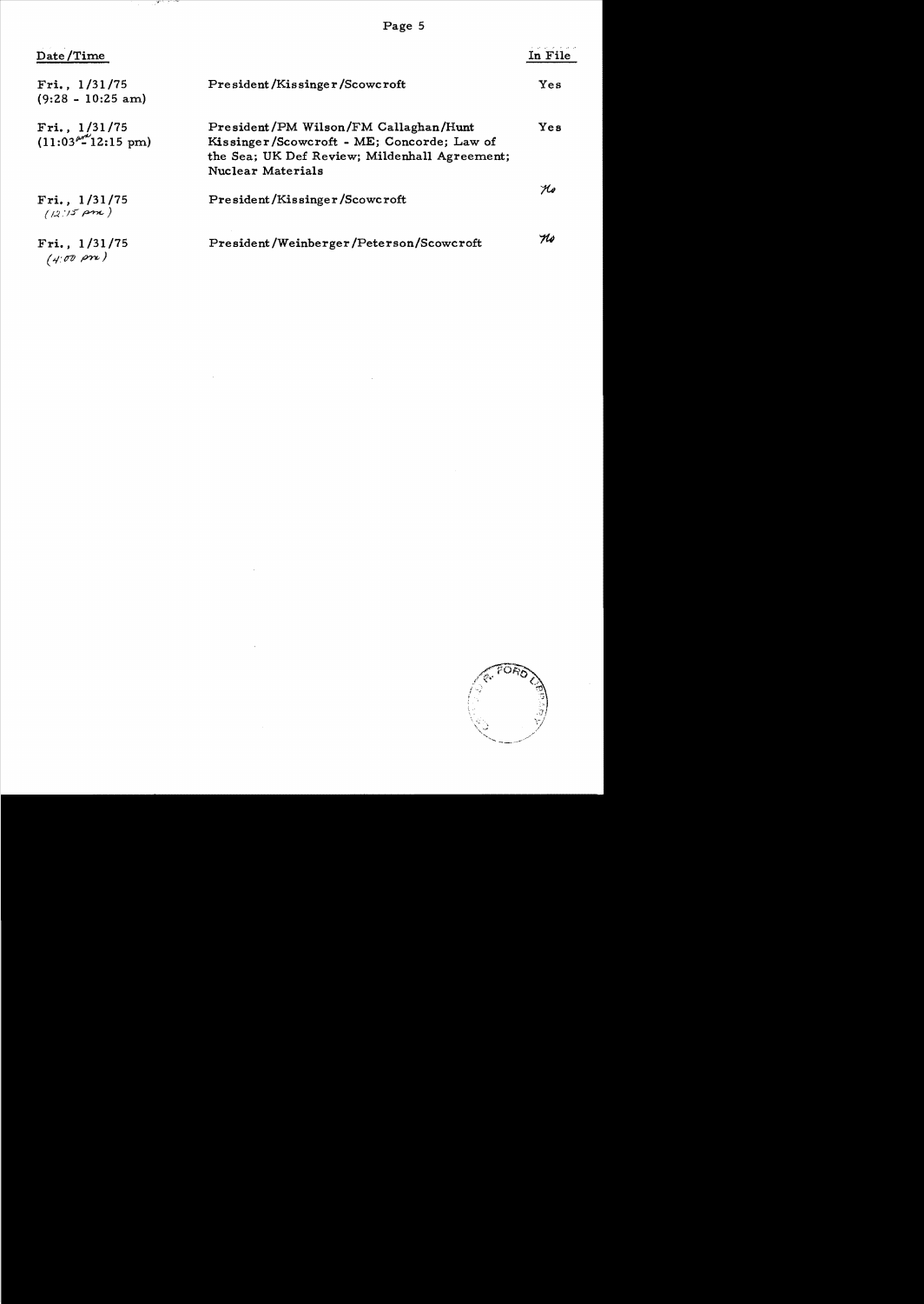| Date/Time | | In File |
|---|---|---|
| Fri., 1/31/75 (9:28 - 10:25 am) | President/Kissinger/Scowcroft | Yes |
| Fri., 1/31/75 (11:03 am - 12:15 pm) | President/PM Wilson/FM Callaghan/Hunt Kissinger/Scowcroft - ME; Concorde; Law of the Sea; UK Def Review; Mildenhall Agreement; Nuclear Materials | Yes |
| Fri., 1/31/75 (12:15 pm) | President/Kissinger/Scowcroft | No |
| Fri., 1/31/75 (4:00 pm) | President/Weinberger/Peterson/Scowcroft | No |